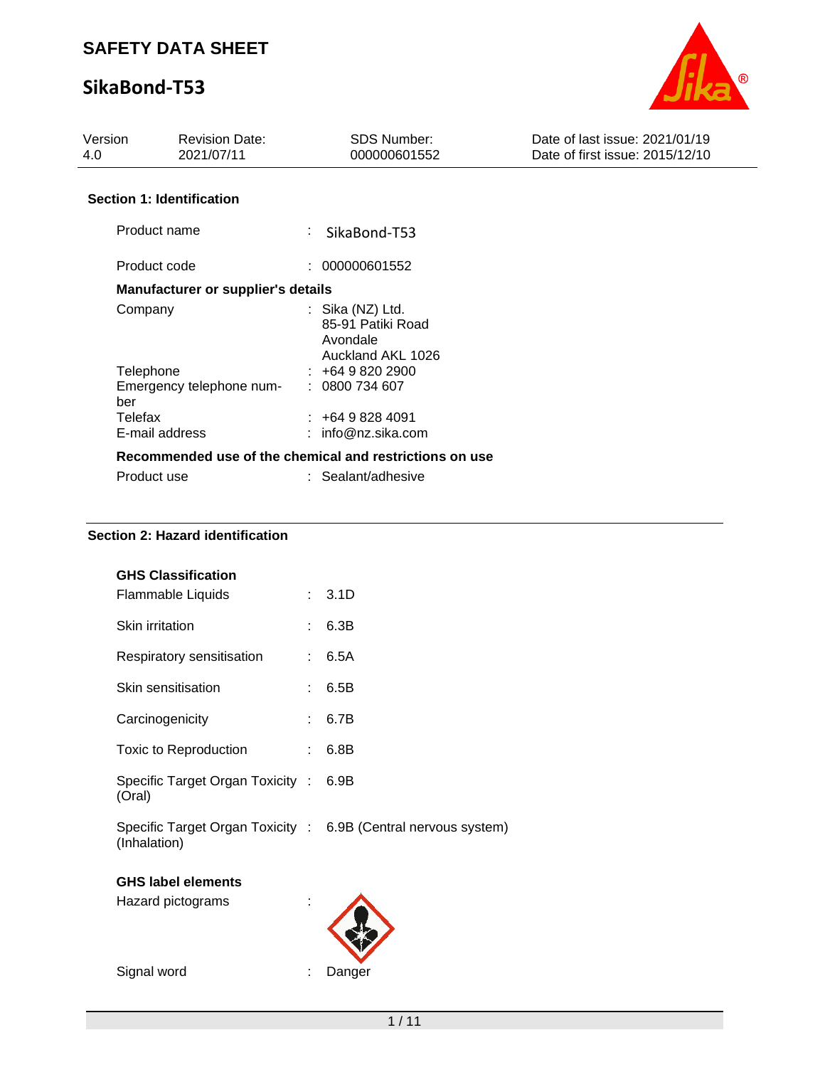# SAFETY DATA SHEET

## SikaBond-T53

| Version | Revision Date: | SDS Number: | Date of last issue: 2021/01/19 |
|---|---|---|---|
| 4.0 | 2021/07/11 | 000000601552 | Date of first issue: 2015/12/10 |

### Section 1: Identification

| | | |
|---|---|---|
| Product name | : | SikaBond-T53 |
| Product code | : | 000000601552 |

**Manufacturer or supplier's details**

| | | |
|---|---|---|
| Company | : | Sika (NZ) Ltd.<br>85-91 Patiki Road<br>Avondale<br>Auckland AKL 1026 |
| Telephone | : | +64 9 820 2900 |
| Emergency telephone number | : | 0800 734 607 |
| Telefax | : | +64 9 828 4091 |
| E-mail address | : | info@nz.sika.com |

**Recommended use of the chemical and restrictions on use**

| | | |
|---|---|---|
| Product use | : | Sealant/adhesive |

### Section 2: Hazard identification

**GHS Classification**

| | | |
|---|---|---|
| Flammable Liquids | : | 3.1D |
| Skin irritation | : | 6.3B |
| Respiratory sensitisation | : | 6.5A |
| Skin sensitisation | : | 6.5B |
| Carcinogenicity | : | 6.7B |
| Toxic to Reproduction | : | 6.8B |
| Specific Target Organ Toxicity (Oral) | : | 6.9B |
| Specific Target Organ Toxicity (Inhalation) | : | 6.9B (Central nervous system) |

**GHS label elements**

| | | |
|---|---|---|
| Hazard pictograms | : | |
| Signal word | : | Danger |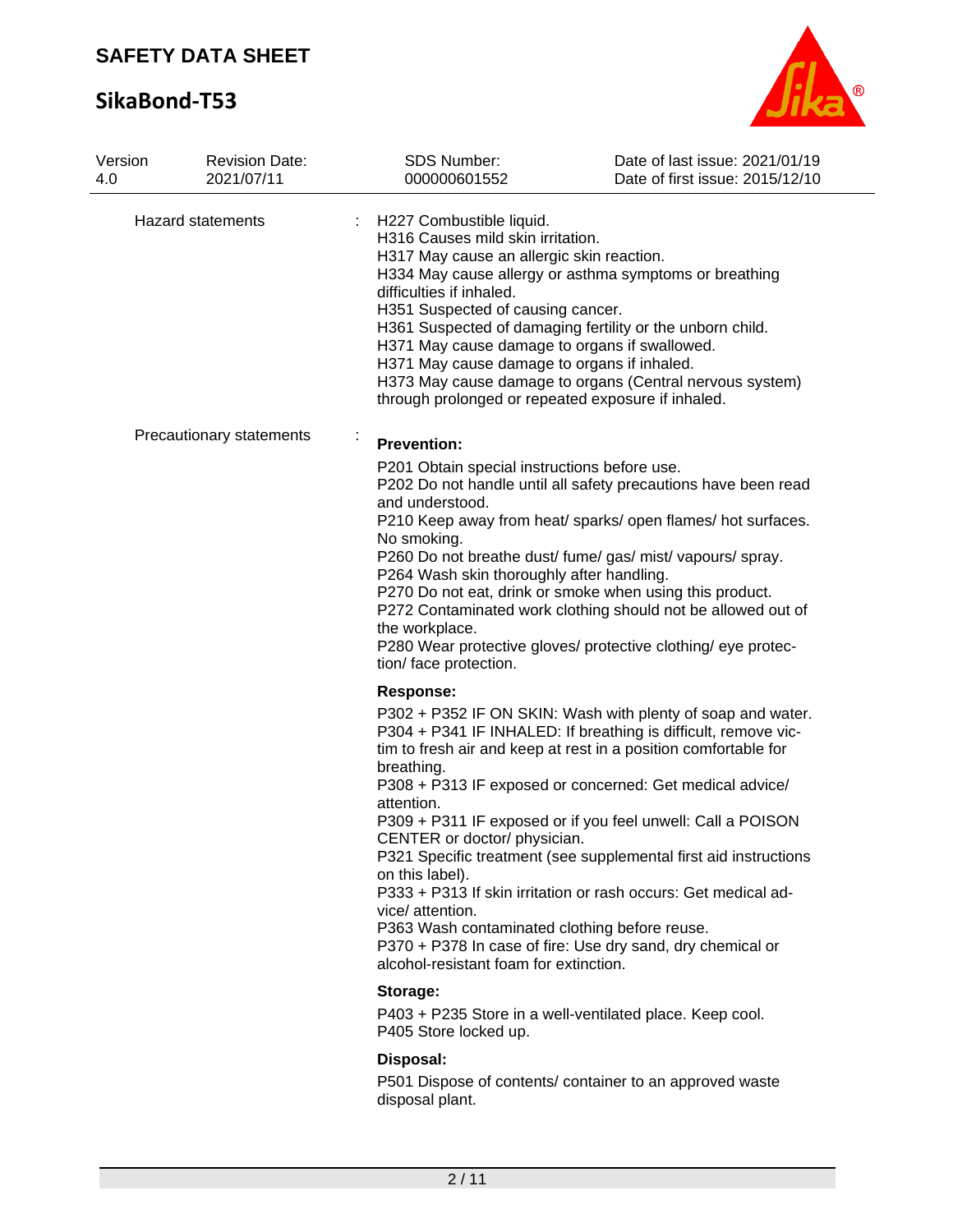Hazard statements : H227 Combustible liquid.
H316 Causes mild skin irritation.
H317 May cause an allergic skin reaction.
H334 May cause allergy or asthma symptoms or breathing difficulties if inhaled.
H351 Suspected of causing cancer.
H361 Suspected of damaging fertility or the unborn child.
H371 May cause damage to organs if swallowed.
H371 May cause damage to organs if inhaled.
H373 May cause damage to organs (Central nervous system) through prolonged or repeated exposure if inhaled.

Precautionary statements :

**Prevention:**

P201 Obtain special instructions before use.
P202 Do not handle until all safety precautions have been read and understood.
P210 Keep away from heat/ sparks/ open flames/ hot surfaces. No smoking.
P260 Do not breathe dust/ fume/ gas/ mist/ vapours/ spray.
P264 Wash skin thoroughly after handling.
P270 Do not eat, drink or smoke when using this product.
P272 Contaminated work clothing should not be allowed out of the workplace.
P280 Wear protective gloves/ protective clothing/ eye protection/ face protection.

**Response:**

P302 + P352 IF ON SKIN: Wash with plenty of soap and water.
P304 + P341 IF INHALED: If breathing is difficult, remove victim to fresh air and keep at rest in a position comfortable for breathing.
P308 + P313 IF exposed or concerned: Get medical advice/ attention.
P309 + P311 IF exposed or if you feel unwell: Call a POISON CENTER or doctor/ physician.
P321 Specific treatment (see supplemental first aid instructions on this label).
P333 + P313 If skin irritation or rash occurs: Get medical advice/ attention.
P363 Wash contaminated clothing before reuse.
P370 + P378 In case of fire: Use dry sand, dry chemical or alcohol-resistant foam for extinction.

**Storage:**

P403 + P235 Store in a well-ventilated place. Keep cool.
P405 Store locked up.

**Disposal:**

P501 Dispose of contents/ container to an approved waste disposal plant.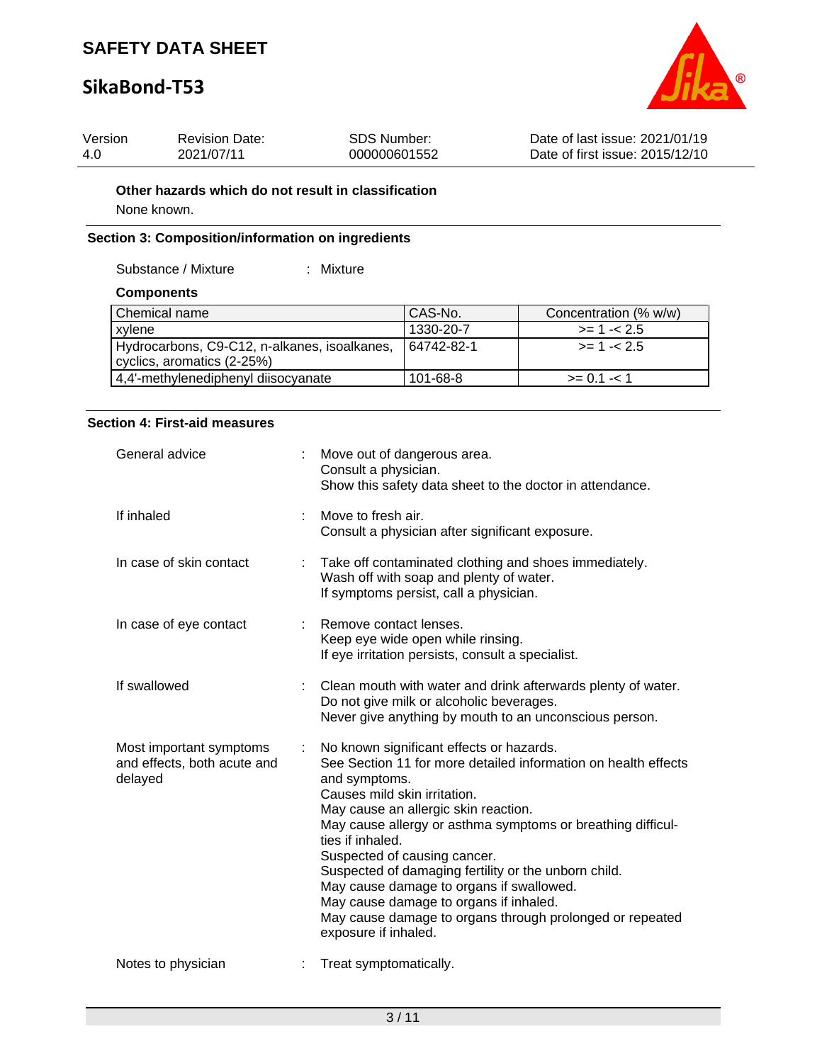**Other hazards which do not result in classification**

None known.

## Section 3: Composition/information on ingredients

Substance / Mixture : Mixture

**Components**

| Chemical name | CAS-No. | Concentration (% w/w) |
|---|---|---|
| xylene | 1330-20-7 | >= 1 -< 2.5 |
| Hydrocarbons, C9-C12, n-alkanes, isoalkanes, cyclics, aromatics (2-25%) | 64742-82-1 | >= 1 -< 2.5 |
| 4,4'-methylenediphenyl diisocyanate | 101-68-8 | >= 0.1 -< 1 |

## Section 4: First-aid measures

General advice : Move out of dangerous area.
Consult a physician.
Show this safety data sheet to the doctor in attendance.

If inhaled : Move to fresh air.
Consult a physician after significant exposure.

In case of skin contact : Take off contaminated clothing and shoes immediately.
Wash off with soap and plenty of water.
If symptoms persist, call a physician.

In case of eye contact : Remove contact lenses.
Keep eye wide open while rinsing.
If eye irritation persists, consult a specialist.

If swallowed : Clean mouth with water and drink afterwards plenty of water.
Do not give milk or alcoholic beverages.
Never give anything by mouth to an unconscious person.

Most important symptoms and effects, both acute and delayed : No known significant effects or hazards.
See Section 11 for more detailed information on health effects and symptoms.
Causes mild skin irritation.
May cause an allergic skin reaction.
May cause allergy or asthma symptoms or breathing difficulties if inhaled.
Suspected of causing cancer.
Suspected of damaging fertility or the unborn child.
May cause damage to organs if swallowed.
May cause damage to organs if inhaled.
May cause damage to organs through prolonged or repeated exposure if inhaled.

Notes to physician : Treat symptomatically.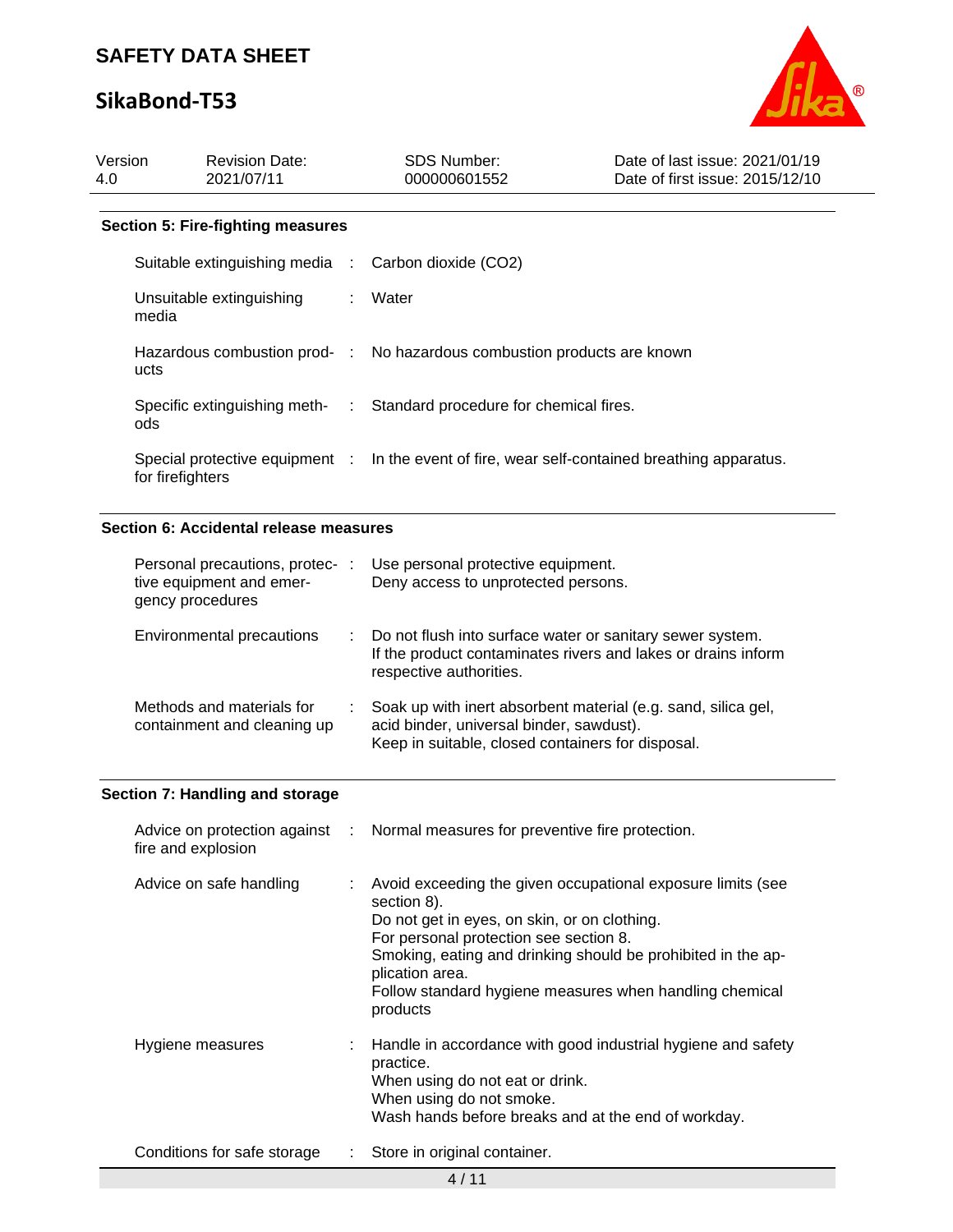## Section 5: Fire-fighting measures

| | | |
|---|---|---|
| Suitable extinguishing media | : | Carbon dioxide ($CO_2$) |
| Unsuitable extinguishing media | : | Water |
| Hazardous combustion products | : | No hazardous combustion products are known |
| Specific extinguishing methods | : | Standard procedure for chemical fires. |
| Special protective equipment for firefighters | : | In the event of fire, wear self-contained breathing apparatus. |

## Section 6: Accidental release measures

| | | |
|---|---|---|
| Personal precautions, protective equipment and emergency procedures | : | Use personal protective equipment.<br>Deny access to unprotected persons. |
| Environmental precautions | : | Do not flush into surface water or sanitary sewer system.<br>If the product contaminates rivers and lakes or drains inform respective authorities. |
| Methods and materials for containment and cleaning up | : | Soak up with inert absorbent material (e.g. sand, silica gel, acid binder, universal binder, sawdust).<br>Keep in suitable, closed containers for disposal. |

## Section 7: Handling and storage

| | | |
|---|---|---|
| Advice on protection against fire and explosion | : | Normal measures for preventive fire protection. |
| Advice on safe handling | : | Avoid exceeding the given occupational exposure limits (see section 8).<br>Do not get in eyes, on skin, or on clothing.<br>For personal protection see section 8.<br>Smoking, eating and drinking should be prohibited in the application area.<br>Follow standard hygiene measures when handling chemical products |
| Hygiene measures | : | Handle in accordance with good industrial hygiene and safety practice.<br>When using do not eat or drink.<br>When using do not smoke.<br>Wash hands before breaks and at the end of workday. |
| Conditions for safe storage | : | Store in original container. |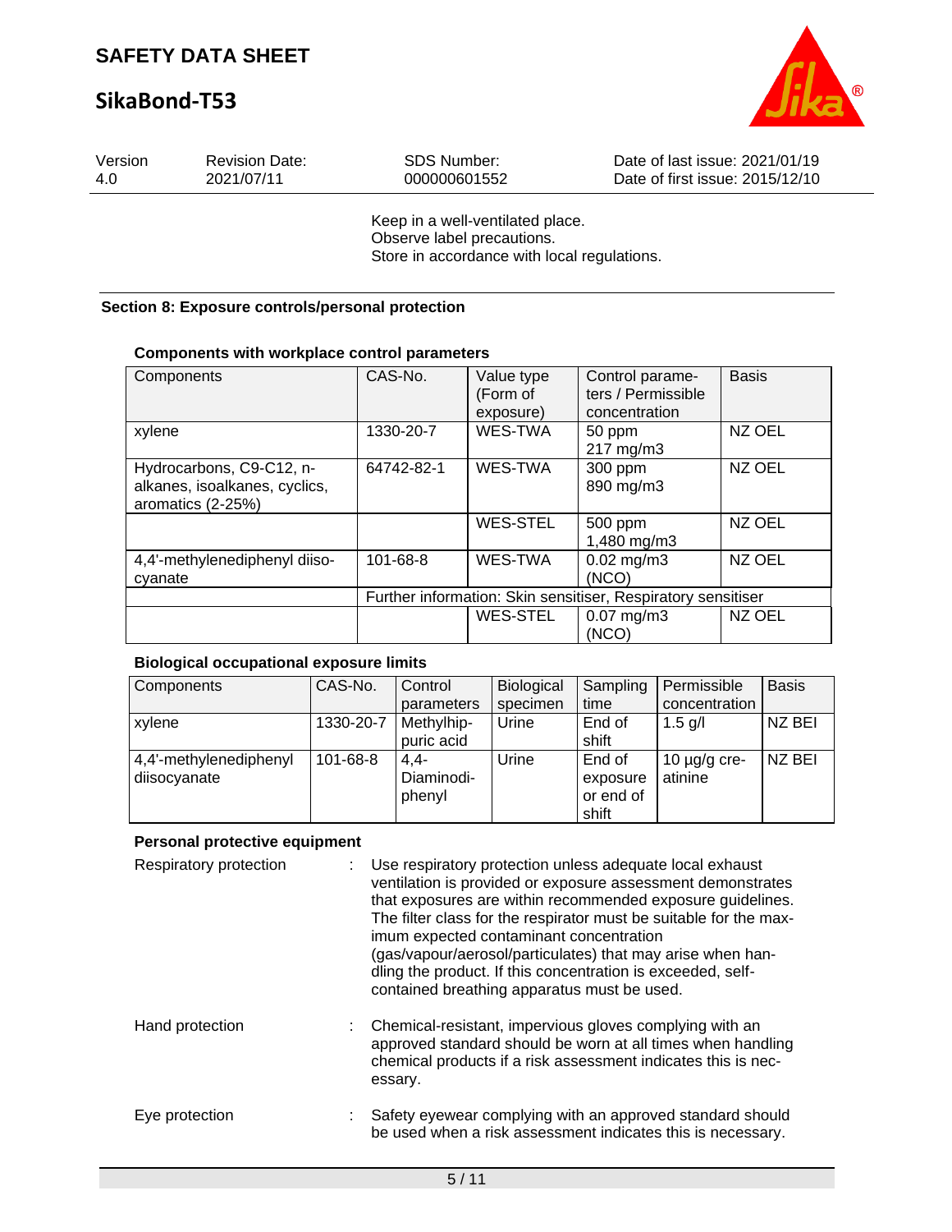Keep in a well-ventilated place.
Observe label precautions.
Store in accordance with local regulations.

## Section 8: Exposure controls/personal protection

### Components with workplace control parameters

| Components | CAS-No. | Value type (Form of exposure) | Control parameters / Permissible concentration | Basis |
|---|---|---|---|---|
| xylene | 1330-20-7 | WES-TWA | 50 ppm 217 mg/m3 | NZ OEL |
| Hydrocarbons, C9-C12, n-alkanes, isoalkanes, cyclics, aromatics (2-25%) | 64742-82-1 | WES-TWA | 300 ppm 890 mg/m3 | NZ OEL |
| | | WES-STEL | 500 ppm 1,480 mg/m3 | NZ OEL |
| 4,4'-methylenediphenyl diisocyanate | 101-68-8 | WES-TWA | 0.02 mg/m3 (NCO) | NZ OEL |
| | Further information: Skin sensitiser, Respiratory sensitiser | | | |
| | | WES-STEL | 0.07 mg/m3 (NCO) | NZ OEL |

### Biological occupational exposure limits

| Components | CAS-No. | Control parameters | Biological specimen | Sampling time | Permissible concentration | Basis |
|---|---|---|---|---|---|---|
| xylene | 1330-20-7 | Methylhippuric acid | Urine | End of shift | 1.5 g/l | NZ BEI |
| 4,4'-methylenediphenyl diisocyanate | 101-68-8 | 4,4-Diaminodiphenyl | Urine | End of exposure or end of shift | 10 µg/g creatinine | NZ BEI |

### Personal protective equipment

Respiratory protection : Use respiratory protection unless adequate local exhaust ventilation is provided or exposure assessment demonstrates that exposures are within recommended exposure guidelines. The filter class for the respirator must be suitable for the maximum expected contaminant concentration (gas/vapour/aerosol/particulates) that may arise when handling the product. If this concentration is exceeded, self-contained breathing apparatus must be used.

Hand protection : Chemical-resistant, impervious gloves complying with an approved standard should be worn at all times when handling chemical products if a risk assessment indicates this is necessary.

Eye protection : Safety eyewear complying with an approved standard should be used when a risk assessment indicates this is necessary.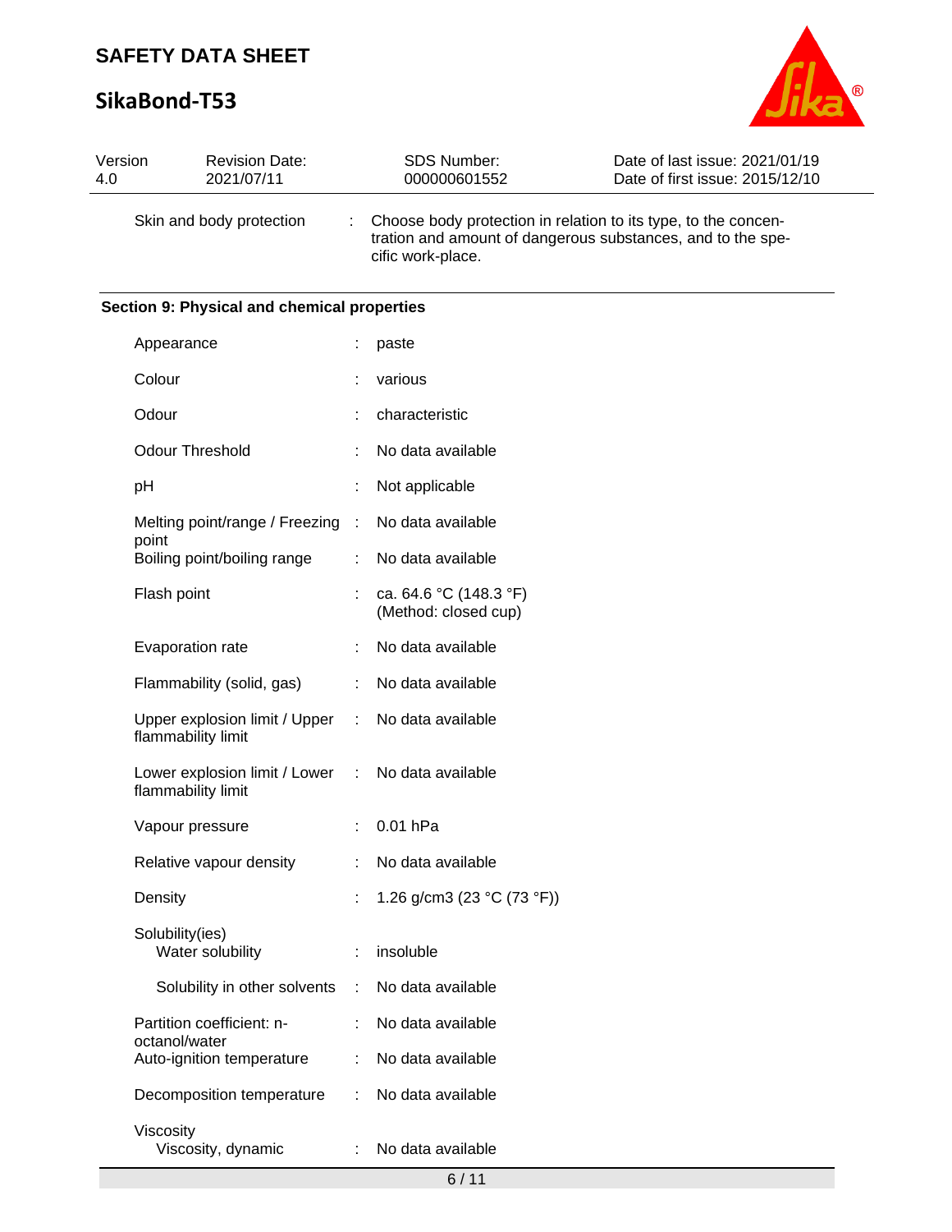| | | |
|---|---|---|
| Skin and body protection | : | Choose body protection in relation to its type, to the concentration and amount of dangerous substances, and to the specific work-place. |

## Section 9: Physical and chemical properties

| | | |
|---|---|---|
| Appearance | : | paste |
| Colour | : | various |
| Odour | : | characteristic |
| Odour Threshold | : | No data available |
| pH | : | Not applicable |
| Melting point/range / Freezing point | : | No data available |
| Boiling point/boiling range | : | No data available |
| Flash point | : | ca. 64.6 °C (148.3 °F)<br>(Method: closed cup) |
| Evaporation rate | : | No data available |
| Flammability (solid, gas) | : | No data available |
| Upper explosion limit / Upper flammability limit | : | No data available |
| Lower explosion limit / Lower flammability limit | : | No data available |
| Vapour pressure | : | 0.01 hPa |
| Relative vapour density | : | No data available |
| Density | : | 1.26 g/cm3 (23 °C (73 °F)) |
| Solubility(ies)<br>Water solubility | : | insoluble |
| Solubility in other solvents | : | No data available |
| Partition coefficient: n-octanol/water | : | No data available |
| Auto-ignition temperature | : | No data available |
| Decomposition temperature | : | No data available |
| Viscosity<br>Viscosity, dynamic | : | No data available |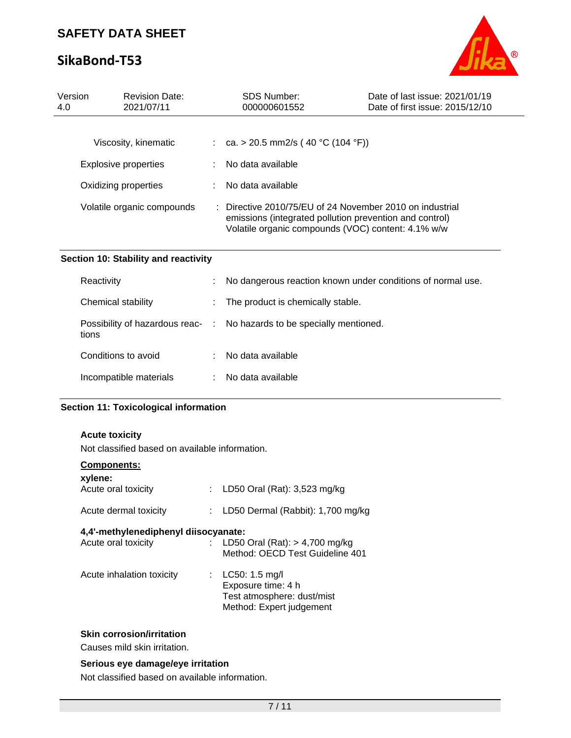| | | |
|---|---|---|
| Viscosity, kinematic | : | ca. > 20.5 mm2/s ( 40 °C (104 °F)) |
| Explosive properties | : | No data available |
| Oxidizing properties | : | No data available |
| Volatile organic compounds | : | Directive 2010/75/EU of 24 November 2010 on industrial emissions (integrated pollution prevention and control)<br>Volatile organic compounds (VOC) content: 4.1% w/w |

## Section 10: Stability and reactivity

| | | |
|---|---|---|
| Reactivity | : | No dangerous reaction known under conditions of normal use. |
| Chemical stability | : | The product is chemically stable. |
| Possibility of hazardous reactions | : | No hazards to be specially mentioned. |
| Conditions to avoid | : | No data available |
| Incompatible materials | : | No data available |

## Section 11: Toxicological information

### Acute toxicity

Not classified based on available information.

**Components:**

**xylene:**

| | | |
|---|---|---|
| Acute oral toxicity | : | LD50 Oral (Rat): 3,523 mg/kg |
| Acute dermal toxicity | : | LD50 Dermal (Rabbit): 1,700 mg/kg |

**4,4'-methylenediphenyl diisocyanate:**

| | | |
|---|---|---|
| Acute oral toxicity | : | LD50 Oral (Rat): > 4,700 mg/kg<br>Method: OECD Test Guideline 401 |
| Acute inhalation toxicity | : | LC50: 1.5 mg/l<br>Exposure time: 4 h<br>Test atmosphere: dust/mist<br>Method: Expert judgement |

### Skin corrosion/irritation

Causes mild skin irritation.

### Serious eye damage/eye irritation

Not classified based on available information.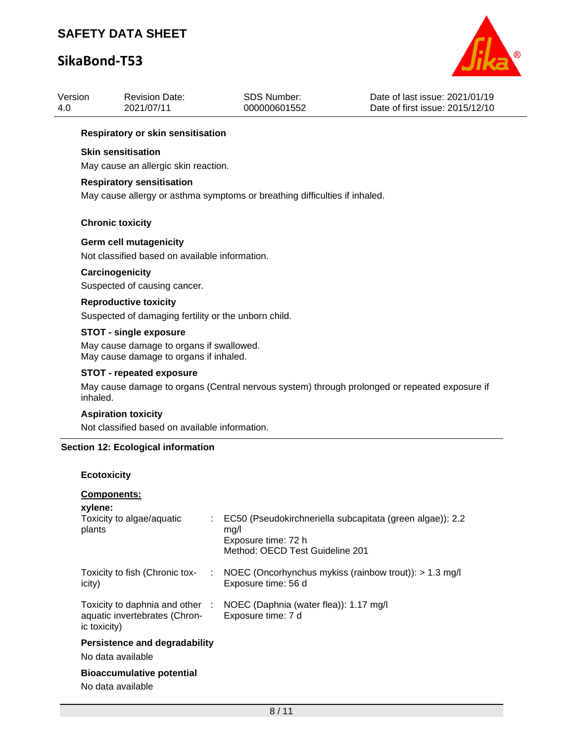**Respiratory or skin sensitisation**

**Skin sensitisation**

May cause an allergic skin reaction.

**Respiratory sensitisation**

May cause allergy or asthma symptoms or breathing difficulties if inhaled.

**Chronic toxicity**

**Germ cell mutagenicity**

Not classified based on available information.

**Carcinogenicity**

Suspected of causing cancer.

**Reproductive toxicity**

Suspected of damaging fertility or the unborn child.

**STOT - single exposure**

May cause damage to organs if swallowed.
May cause damage to organs if inhaled.

**STOT - repeated exposure**

May cause damage to organs (Central nervous system) through prolonged or repeated exposure if inhaled.

**Aspiration toxicity**

Not classified based on available information.

## Section 12: Ecological information

**Ecotoxicity**

**Components:**

**xylene:**

| | | |
|---|---|---|
| Toxicity to algae/aquatic plants | : | EC50 (Pseudokirchneriella subcapitata (green algae)): 2.2 mg/l<br>Exposure time: 72 h<br>Method: OECD Test Guideline 201 |
| Toxicity to fish (Chronic toxicity) | : | NOEC (Oncorhynchus mykiss (rainbow trout)): > 1.3 mg/l<br>Exposure time: 56 d |
| Toxicity to daphnia and other aquatic invertebrates (Chronic toxicity) | : | NOEC (Daphnia (water flea)): 1.17 mg/l<br>Exposure time: 7 d |

**Persistence and degradability**

No data available

**Bioaccumulative potential**

No data available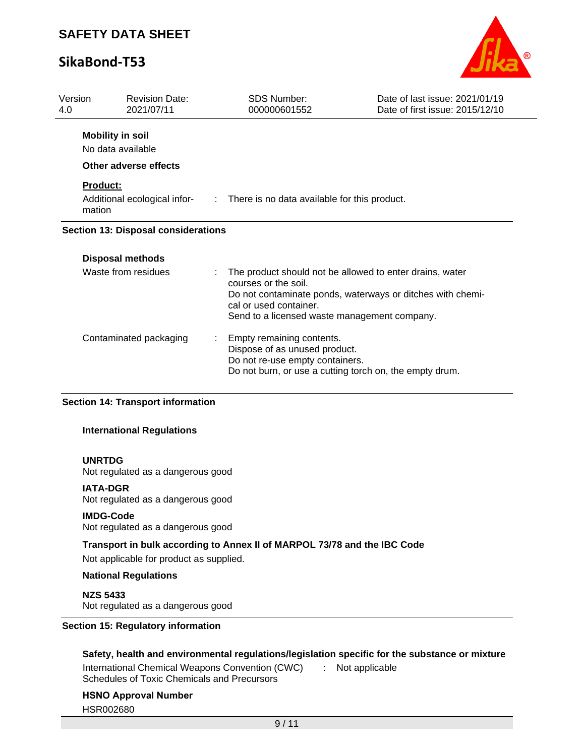**Mobility in soil**

No data available

**Other adverse effects**

**Product:**

Additional ecological information : There is no data available for this product.

## Section 13: Disposal considerations

**Disposal methods**

| | |
|---|---|
| Waste from residues | : The product should not be allowed to enter drains, water courses or the soil.<br>Do not contaminate ponds, waterways or ditches with chemical or used container.<br>Send to a licensed waste management company. |
| Contaminated packaging | : Empty remaining contents.<br>Dispose of as unused product.<br>Do not re-use empty containers.<br>Do not burn, or use a cutting torch on, the empty drum. |

## Section 14: Transport information

**International Regulations**

**UNRTDG**
Not regulated as a dangerous good

**IATA-DGR**
Not regulated as a dangerous good

**IMDG-Code**
Not regulated as a dangerous good

**Transport in bulk according to Annex II of MARPOL 73/78 and the IBC Code**
Not applicable for product as supplied.

**National Regulations**

**NZS 5433**
Not regulated as a dangerous good

## Section 15: Regulatory information

**Safety, health and environmental regulations/legislation specific for the substance or mixture**

International Chemical Weapons Convention (CWC) Schedules of Toxic Chemicals and Precursors : Not applicable

**HSNO Approval Number**
HSR002680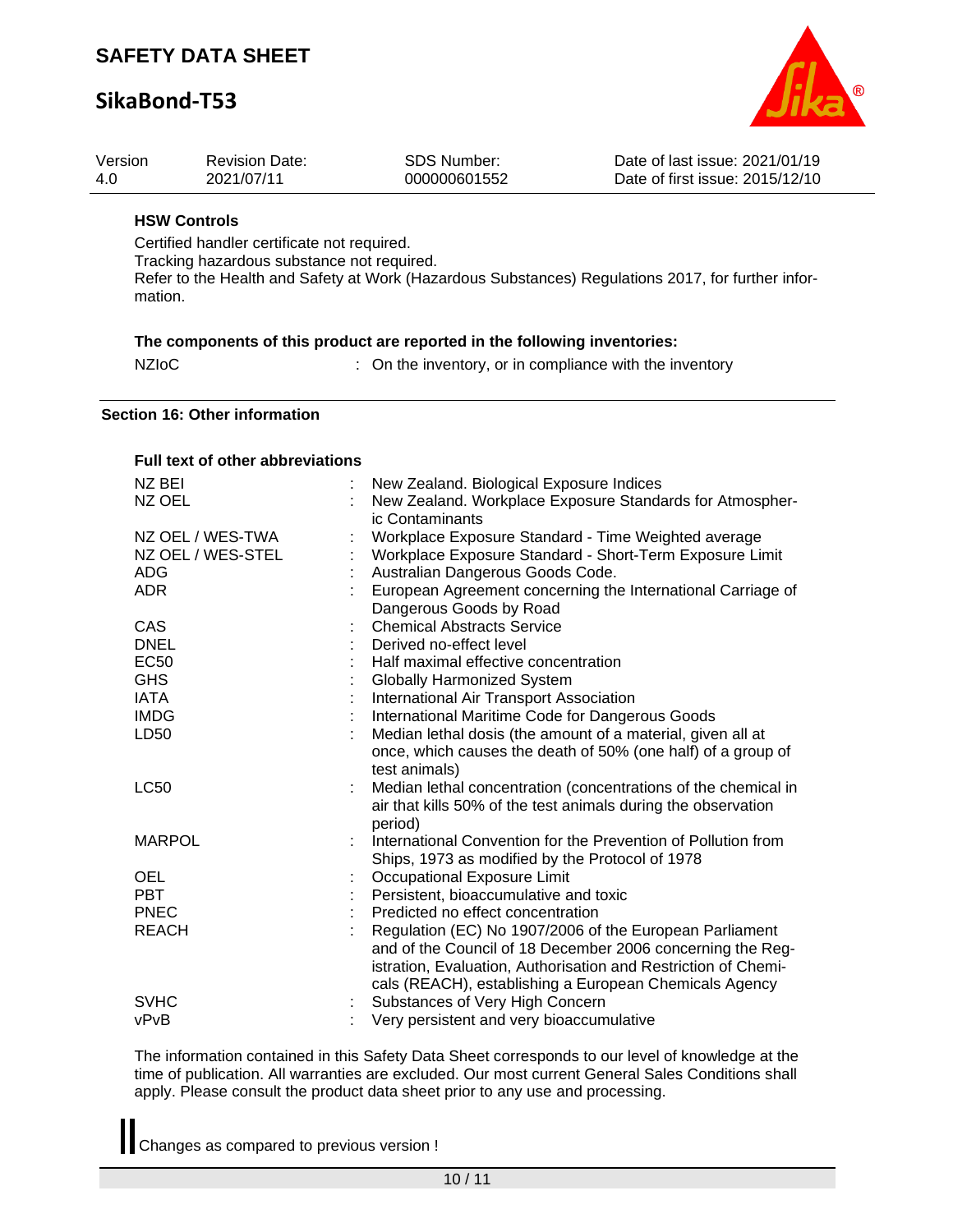#### HSW Controls

Certified handler certificate not required.
Tracking hazardous substance not required.
Refer to the Health and Safety at Work (Hazardous Substances) Regulations 2017, for further information.

#### The components of this product are reported in the following inventories:

| | | |
|---|---|---|
| NZIoC | : | On the inventory, or in compliance with the inventory |

## Section 16: Other information

#### Full text of other abbreviations

| | | |
|---|---|---|
| NZ BEI | : | New Zealand. Biological Exposure Indices |
| NZ OEL | : | New Zealand. Workplace Exposure Standards for Atmospheric Contaminants |
| NZ OEL / WES-TWA | : | Workplace Exposure Standard - Time Weighted average |
| NZ OEL / WES-STEL | : | Workplace Exposure Standard - Short-Term Exposure Limit |
| ADG | : | Australian Dangerous Goods Code. |
| ADR | : | European Agreement concerning the International Carriage of Dangerous Goods by Road |
| CAS | : | Chemical Abstracts Service |
| DNEL | : | Derived no-effect level |
| EC50 | : | Half maximal effective concentration |
| GHS | : | Globally Harmonized System |
| IATA | : | International Air Transport Association |
| IMDG | : | International Maritime Code for Dangerous Goods |
| LD50 | : | Median lethal dosis (the amount of a material, given all at once, which causes the death of 50% (one half) of a group of test animals) |
| LC50 | : | Median lethal concentration (concentrations of the chemical in air that kills 50% of the test animals during the observation period) |
| MARPOL | : | International Convention for the Prevention of Pollution from Ships, 1973 as modified by the Protocol of 1978 |
| OEL | : | Occupational Exposure Limit |
| PBT | : | Persistent, bioaccumulative and toxic |
| PNEC | : | Predicted no effect concentration |
| REACH | : | Regulation (EC) No 1907/2006 of the European Parliament and of the Council of 18 December 2006 concerning the Registration, Evaluation, Authorisation and Restriction of Chemicals (REACH), establishing a European Chemicals Agency |
| SVHC | : | Substances of Very High Concern |
| vPvB | : | Very persistent and very bioaccumulative |

The information contained in this Safety Data Sheet corresponds to our level of knowledge at the time of publication. All warranties are excluded. Our most current General Sales Conditions shall apply. Please consult the product data sheet prior to any use and processing.

‖ Changes as compared to previous version !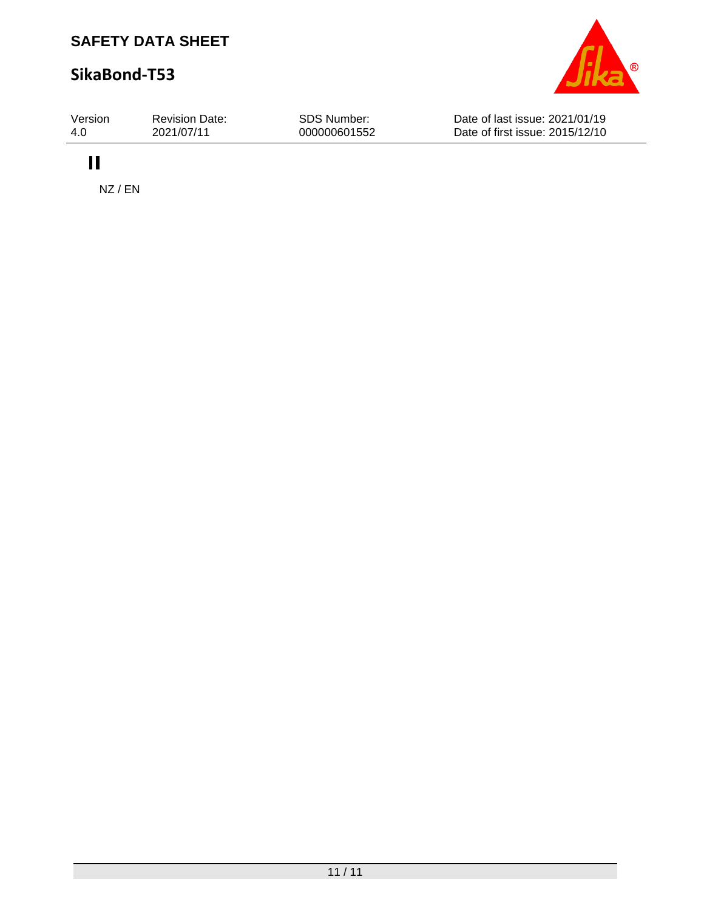II

NZ / EN